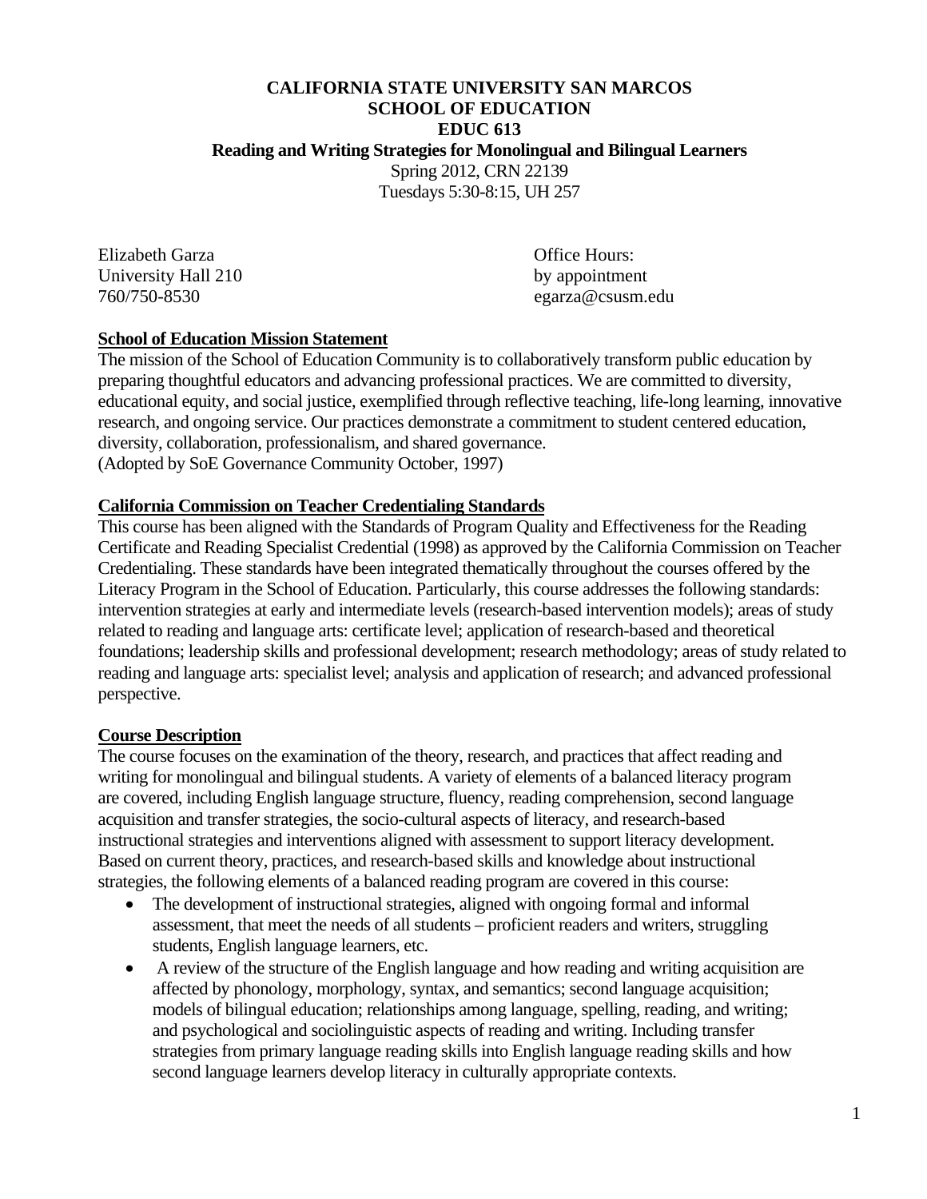# CALIFORNIA STATE UNIVERSITY SAN MARCOS
## SCHOOL OF EDUCATION
## EDUC 613
### Reading and Writing Strategies for Monolingual and Bilingual Learners

Spring 2012, CRN 22139
Tuesdays 5:30-8:15, UH 257

Elizabeth Garza
University Hall 210
760/750-8530

Office Hours:
by appointment
egarza@csusm.edu

**School of Education Mission Statement**

The mission of the School of Education Community is to collaboratively transform public education by preparing thoughtful educators and advancing professional practices. We are committed to diversity, educational equity, and social justice, exemplified through reflective teaching, life-long learning, innovative research, and ongoing service. Our practices demonstrate a commitment to student centered education, diversity, collaboration, professionalism, and shared governance.
(Adopted by SoE Governance Community October, 1997)

**California Commission on Teacher Credentialing Standards**

This course has been aligned with the Standards of Program Quality and Effectiveness for the Reading Certificate and Reading Specialist Credential (1998) as approved by the California Commission on Teacher Credentialing. These standards have been integrated thematically throughout the courses offered by the Literacy Program in the School of Education. Particularly, this course addresses the following standards: intervention strategies at early and intermediate levels (research-based intervention models); areas of study related to reading and language arts: certificate level; application of research-based and theoretical foundations; leadership skills and professional development; research methodology; areas of study related to reading and language arts: specialist level; analysis and application of research; and advanced professional perspective.

**Course Description**

The course focuses on the examination of the theory, research, and practices that affect reading and writing for monolingual and bilingual students. A variety of elements of a balanced literacy program are covered, including English language structure, fluency, reading comprehension, second language acquisition and transfer strategies, the socio-cultural aspects of literacy, and research-based instructional strategies and interventions aligned with assessment to support literacy development. Based on current theory, practices, and research-based skills and knowledge about instructional strategies, the following elements of a balanced reading program are covered in this course:

- The development of instructional strategies, aligned with ongoing formal and informal assessment, that meet the needs of all students – proficient readers and writers, struggling students, English language learners, etc.
- A review of the structure of the English language and how reading and writing acquisition are affected by phonology, morphology, syntax, and semantics; second language acquisition; models of bilingual education; relationships among language, spelling, reading, and writing; and psychological and sociolinguistic aspects of reading and writing. Including transfer strategies from primary language reading skills into English language reading skills and how second language learners develop literacy in culturally appropriate contexts.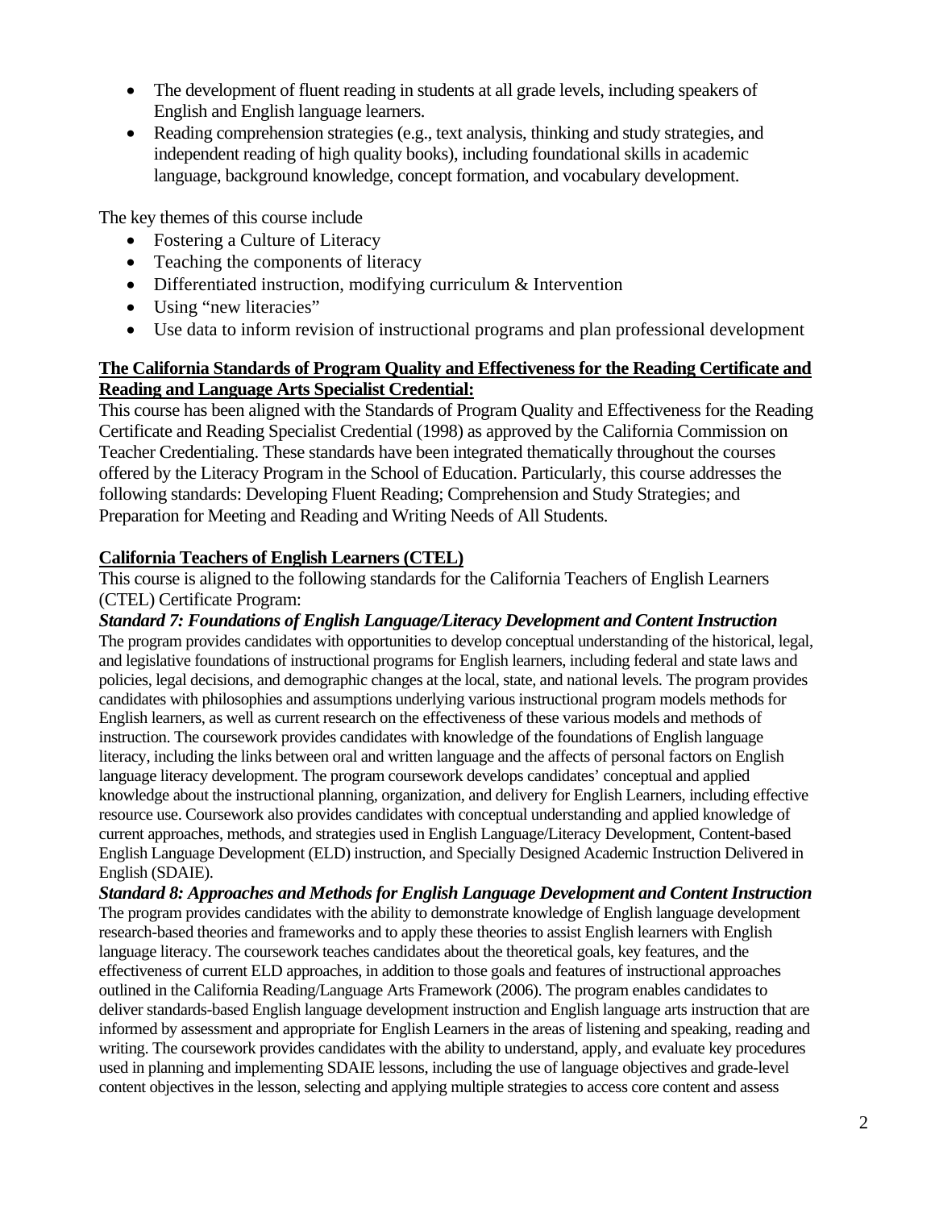- The development of fluent reading in students at all grade levels, including speakers of English and English language learners.
- Reading comprehension strategies (e.g., text analysis, thinking and study strategies, and independent reading of high quality books), including foundational skills in academic language, background knowledge, concept formation, and vocabulary development.

The key themes of this course include

- Fostering a Culture of Literacy
- Teaching the components of literacy
- Differentiated instruction, modifying curriculum & Intervention
- Using "new literacies"
- Use data to inform revision of instructional programs and plan professional development

**The California Standards of Program Quality and Effectiveness for the Reading Certificate and Reading and Language Arts Specialist Credential:**

This course has been aligned with the Standards of Program Quality and Effectiveness for the Reading Certificate and Reading Specialist Credential (1998) as approved by the California Commission on Teacher Credentialing. These standards have been integrated thematically throughout the courses offered by the Literacy Program in the School of Education. Particularly, this course addresses the following standards: Developing Fluent Reading; Comprehension and Study Strategies; and Preparation for Meeting and Reading and Writing Needs of All Students.

**California Teachers of English Learners (CTEL)**

This course is aligned to the following standards for the California Teachers of English Learners (CTEL) Certificate Program:

***Standard 7: Foundations of English Language/Literacy Development and Content Instruction***

The program provides candidates with opportunities to develop conceptual understanding of the historical, legal, and legislative foundations of instructional programs for English learners, including federal and state laws and policies, legal decisions, and demographic changes at the local, state, and national levels. The program provides candidates with philosophies and assumptions underlying various instructional program models methods for English learners, as well as current research on the effectiveness of these various models and methods of instruction. The coursework provides candidates with knowledge of the foundations of English language literacy, including the links between oral and written language and the affects of personal factors on English language literacy development. The program coursework develops candidates' conceptual and applied knowledge about the instructional planning, organization, and delivery for English Learners, including effective resource use. Coursework also provides candidates with conceptual understanding and applied knowledge of current approaches, methods, and strategies used in English Language/Literacy Development, Content-based English Language Development (ELD) instruction, and Specially Designed Academic Instruction Delivered in English (SDAIE).

***Standard 8: Approaches and Methods for English Language Development and Content Instruction***

The program provides candidates with the ability to demonstrate knowledge of English language development research-based theories and frameworks and to apply these theories to assist English learners with English language literacy. The coursework teaches candidates about the theoretical goals, key features, and the effectiveness of current ELD approaches, in addition to those goals and features of instructional approaches outlined in the California Reading/Language Arts Framework (2006). The program enables candidates to deliver standards-based English language development instruction and English language arts instruction that are informed by assessment and appropriate for English Learners in the areas of listening and speaking, reading and writing. The coursework provides candidates with the ability to understand, apply, and evaluate key procedures used in planning and implementing SDAIE lessons, including the use of language objectives and grade-level content objectives in the lesson, selecting and applying multiple strategies to access core content and assess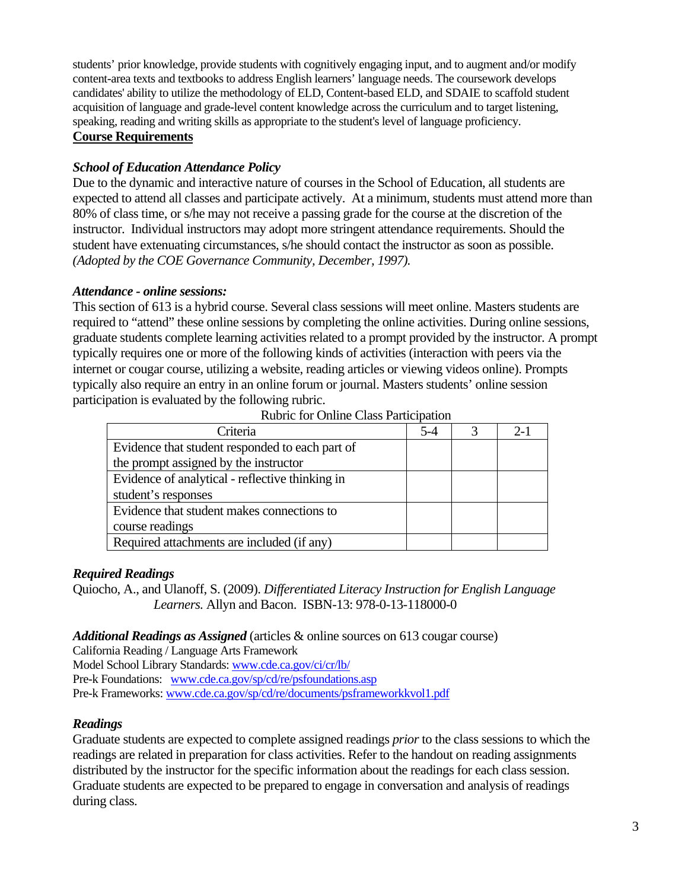students' prior knowledge, provide students with cognitively engaging input, and to augment and/or modify content-area texts and textbooks to address English learners' language needs. The coursework develops candidates' ability to utilize the methodology of ELD, Content-based ELD, and SDAIE to scaffold student acquisition of language and grade-level content knowledge across the curriculum and to target listening, speaking, reading and writing skills as appropriate to the student's level of language proficiency.

## **Course Requirements**

### *School of Education Attendance Policy*

Due to the dynamic and interactive nature of courses in the School of Education, all students are expected to attend all classes and participate actively. At a minimum, students must attend more than 80% of class time, or s/he may not receive a passing grade for the course at the discretion of the instructor. Individual instructors may adopt more stringent attendance requirements. Should the student have extenuating circumstances, s/he should contact the instructor as soon as possible. *(Adopted by the COE Governance Community, December, 1997).*

### *Attendance - online sessions:*

This section of 613 is a hybrid course. Several class sessions will meet online. Masters students are required to "attend" these online sessions by completing the online activities. During online sessions, graduate students complete learning activities related to a prompt provided by the instructor. A prompt typically requires one or more of the following kinds of activities (interaction with peers via the internet or cougar course, utilizing a website, reading articles or viewing videos online). Prompts typically also require an entry in an online forum or journal. Masters students' online session participation is evaluated by the following rubric.

Rubric for Online Class Participation

| Criteria | 5-4 | 3 | 2-1 |
|---|---|---|---|
| Evidence that student responded to each part of the prompt assigned by the instructor | | | |
| Evidence of analytical - reflective thinking in student's responses | | | |
| Evidence that student makes connections to course readings | | | |
| Required attachments are included (if any) | | | |

### *Required Readings*

Quiocho, A., and Ulanoff, S. (2009). *Differentiated Literacy Instruction for English Language Learners.* Allyn and Bacon. ISBN-13: 978-0-13-118000-0

***Additional Readings as Assigned*** (articles & online sources on 613 cougar course)

California Reading / Language Arts Framework
Model School Library Standards: www.cde.ca.gov/ci/cr/lb/
Pre-k Foundations: www.cde.ca.gov/sp/cd/re/psfoundations.asp
Pre-k Frameworks: www.cde.ca.gov/sp/cd/re/documents/psframeworkkvol1.pdf

### *Readings*

Graduate students are expected to complete assigned readings *prior* to the class sessions to which the readings are related in preparation for class activities. Refer to the handout on reading assignments distributed by the instructor for the specific information about the readings for each class session. Graduate students are expected to be prepared to engage in conversation and analysis of readings during class.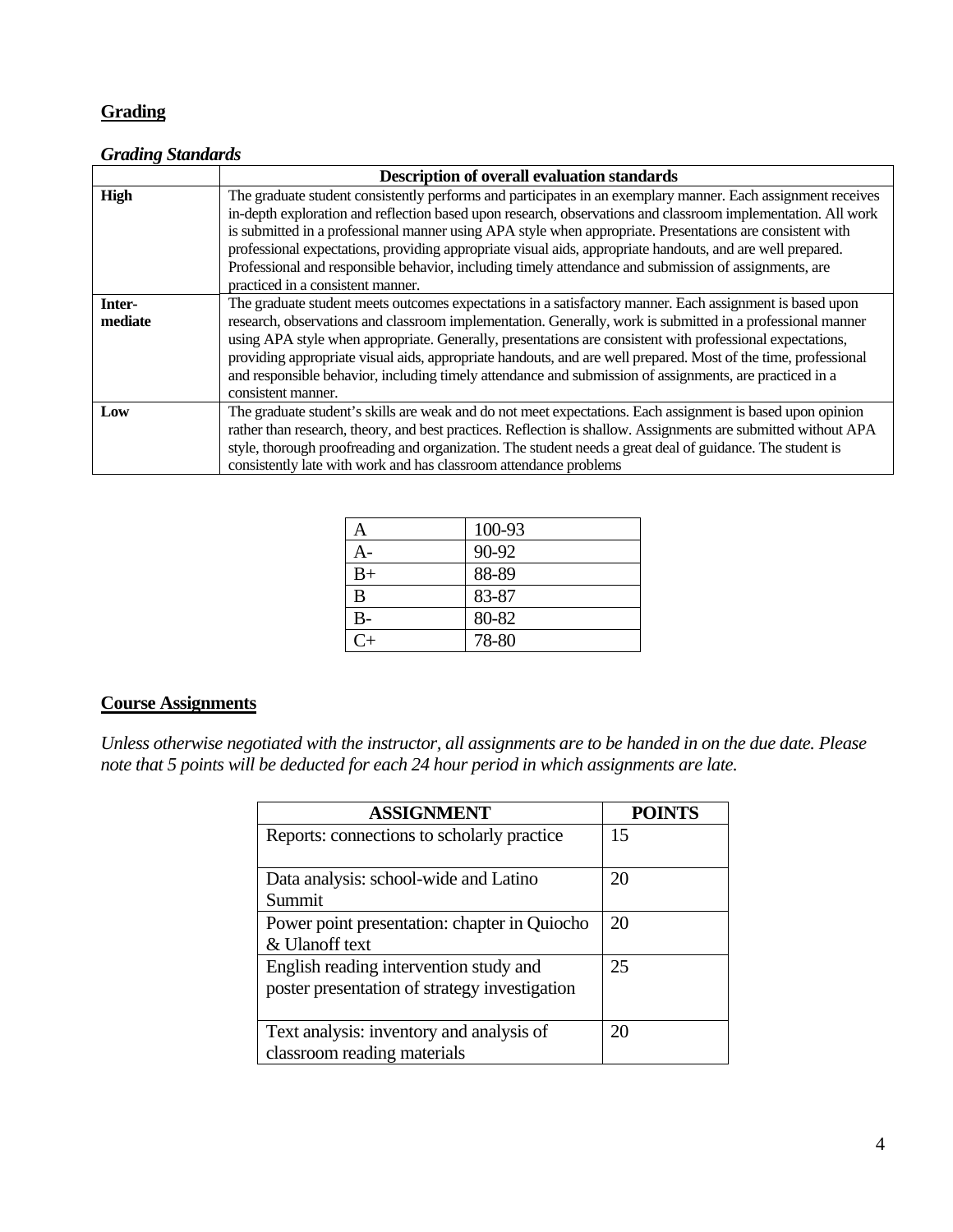## Grading

### *Grading Standards*

| | Description of overall evaluation standards |
|---|---|
| **High** | The graduate student consistently performs and participates in an exemplary manner. Each assignment receives in-depth exploration and reflection based upon research, observations and classroom implementation. All work is submitted in a professional manner using APA style when appropriate. Presentations are consistent with professional expectations, providing appropriate visual aids, appropriate handouts, and are well prepared. Professional and responsible behavior, including timely attendance and submission of assignments, are practiced in a consistent manner. |
| **Inter-mediate** | The graduate student meets outcomes expectations in a satisfactory manner. Each assignment is based upon research, observations and classroom implementation. Generally, work is submitted in a professional manner using APA style when appropriate. Generally, presentations are consistent with professional expectations, providing appropriate visual aids, appropriate handouts, and are well prepared. Most of the time, professional and responsible behavior, including timely attendance and submission of assignments, are practiced in a consistent manner. |
| **Low** | The graduate student's skills are weak and do not meet expectations. Each assignment is based upon opinion rather than research, theory, and best practices. Reflection is shallow. Assignments are submitted without APA style, thorough proofreading and organization. The student needs a great deal of guidance. The student is consistently late with work and has classroom attendance problems |

| | |
|---|---|
| A | 100-93 |
| A- | 90-92 |
| B+ | 88-89 |
| B | 83-87 |
| B- | 80-82 |
| C+ | 78-80 |

## Course Assignments

*Unless otherwise negotiated with the instructor, all assignments are to be handed in on the due date. Please note that 5 points will be deducted for each 24 hour period in which assignments are late.*

| ASSIGNMENT | POINTS |
|---|---|
| Reports: connections to scholarly practice | 15 |
| Data analysis: school-wide and Latino Summit | 20 |
| Power point presentation: chapter in Quiocho & Ulanoff text | 20 |
| English reading intervention study and poster presentation of strategy investigation | 25 |
| Text analysis: inventory and analysis of classroom reading materials | 20 |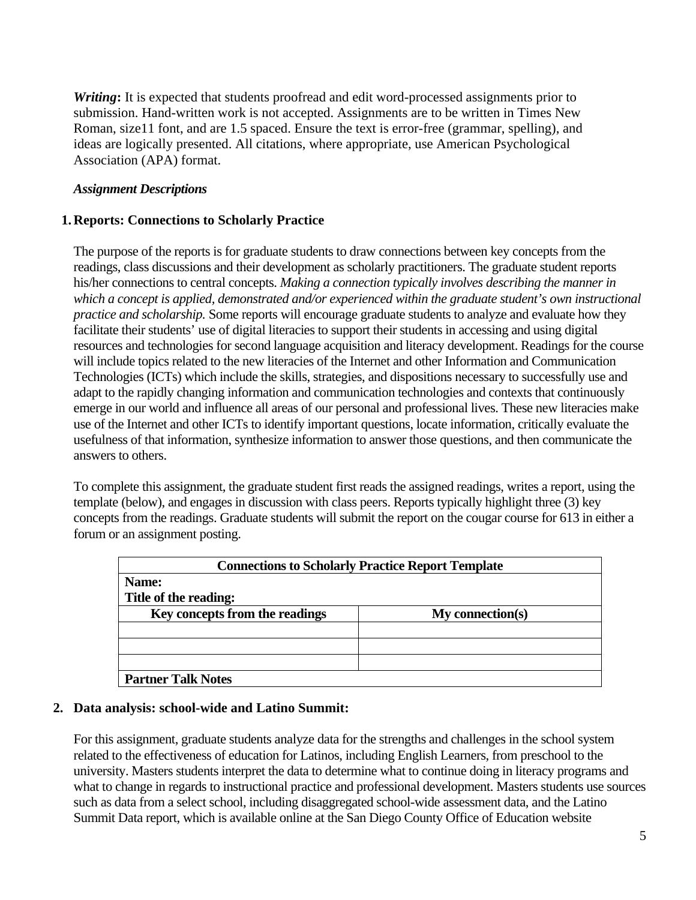***Writing*****:** It is expected that students proofread and edit word-processed assignments prior to submission. Hand-written work is not accepted. Assignments are to be written in Times New Roman, size11 font, and are 1.5 spaced. Ensure the text is error-free (grammar, spelling), and ideas are logically presented. All citations, where appropriate, use American Psychological Association (APA) format.

***Assignment Descriptions***

**1. Reports: Connections to Scholarly Practice**

The purpose of the reports is for graduate students to draw connections between key concepts from the readings, class discussions and their development as scholarly practitioners. The graduate student reports his/her connections to central concepts. *Making a connection typically involves describing the manner in which a concept is applied, demonstrated and/or experienced within the graduate student's own instructional practice and scholarship.* Some reports will encourage graduate students to analyze and evaluate how they facilitate their students' use of digital literacies to support their students in accessing and using digital resources and technologies for second language acquisition and literacy development. Readings for the course will include topics related to the new literacies of the Internet and other Information and Communication Technologies (ICTs) which include the skills, strategies, and dispositions necessary to successfully use and adapt to the rapidly changing information and communication technologies and contexts that continuously emerge in our world and influence all areas of our personal and professional lives. These new literacies make use of the Internet and other ICTs to identify important questions, locate information, critically evaluate the usefulness of that information, synthesize information to answer those questions, and then communicate the answers to others.

To complete this assignment, the graduate student first reads the assigned readings, writes a report, using the template (below), and engages in discussion with class peers. Reports typically highlight three (3) key concepts from the readings. Graduate students will submit the report on the cougar course for 613 in either a forum or an assignment posting.

| **Connections to Scholarly Practice Report Template** | |
|---|---|
| **Name:**<br>**Title of the reading:** | |
| **Key concepts from the readings** | **My connection(s)** |
| | |
| | |
| | |
| **Partner Talk Notes** | |

**2. Data analysis: school-wide and Latino Summit:**

For this assignment, graduate students analyze data for the strengths and challenges in the school system related to the effectiveness of education for Latinos, including English Learners, from preschool to the university. Masters students interpret the data to determine what to continue doing in literacy programs and what to change in regards to instructional practice and professional development. Masters students use sources such as data from a select school, including disaggregated school-wide assessment data, and the Latino Summit Data report, which is available online at the San Diego County Office of Education website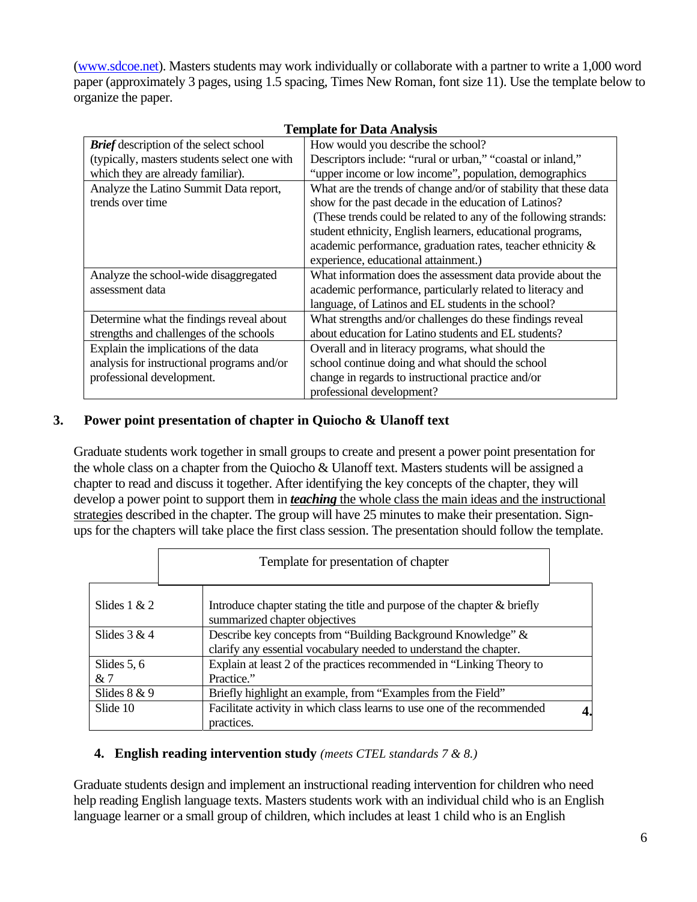([www.sdcoe.net](http://www.sdcoe.net)). Masters students may work individually or collaborate with a partner to write a 1,000 word paper (approximately 3 pages, using 1.5 spacing, Times New Roman, font size 11). Use the template below to organize the paper.

**Template for Data Analysis**

| | |
|---|---|
| ***Brief*** description of the select school (typically, masters students select one with which they are already familiar). | How would you describe the school? Descriptors include: "rural or urban," "coastal or inland," "upper income or low income", population, demographics |
| Analyze the Latino Summit Data report, trends over time | What are the trends of change and/or of stability that these data show for the past decade in the education of Latinos? (These trends could be related to any of the following strands: student ethnicity, English learners, educational programs, academic performance, graduation rates, teacher ethnicity & experience, educational attainment.) |
| Analyze the school-wide disaggregated assessment data | What information does the assessment data provide about the academic performance, particularly related to literacy and language, of Latinos and EL students in the school? |
| Determine what the findings reveal about strengths and challenges of the schools | What strengths and/or challenges do these findings reveal about education for Latino students and EL students? |
| Explain the implications of the data analysis for instructional programs and/or professional development. | Overall and in literacy programs, what should the school continue doing and what should the school change in regards to instructional practice and/or professional development? |

### 3. Power point presentation of chapter in Quiocho & Ulanoff text

Graduate students work together in small groups to create and present a power point presentation for the whole class on a chapter from the Quiocho & Ulanoff text. Masters students will be assigned a chapter to read and discuss it together. After identifying the key concepts of the chapter, they will develop a power point to support them in ***teaching*** the whole class the main ideas and the instructional strategies described in the chapter. The group will have 25 minutes to make their presentation. Sign-ups for the chapters will take place the first class session. The presentation should follow the template.

| | Template for presentation of chapter |
|---|---|
| Slides 1 & 2 | Introduce chapter stating the title and purpose of the chapter & briefly summarized chapter objectives |
| Slides 3 & 4 | Describe key concepts from "Building Background Knowledge" & clarify any essential vocabulary needed to understand the chapter. |
| Slides 5, 6 & 7 | Explain at least 2 of the practices recommended in "Linking Theory to Practice." |
| Slides 8 & 9 | Briefly highlight an example, from "Examples from the Field" |
| Slide 10 | Facilitate activity in which class learns to use one of the recommended practices. |

### 4. English reading intervention study *(meets CTEL standards 7 & 8.)*

Graduate students design and implement an instructional reading intervention for children who need help reading English language texts. Masters students work with an individual child who is an English language learner or a small group of children, which includes at least 1 child who is an English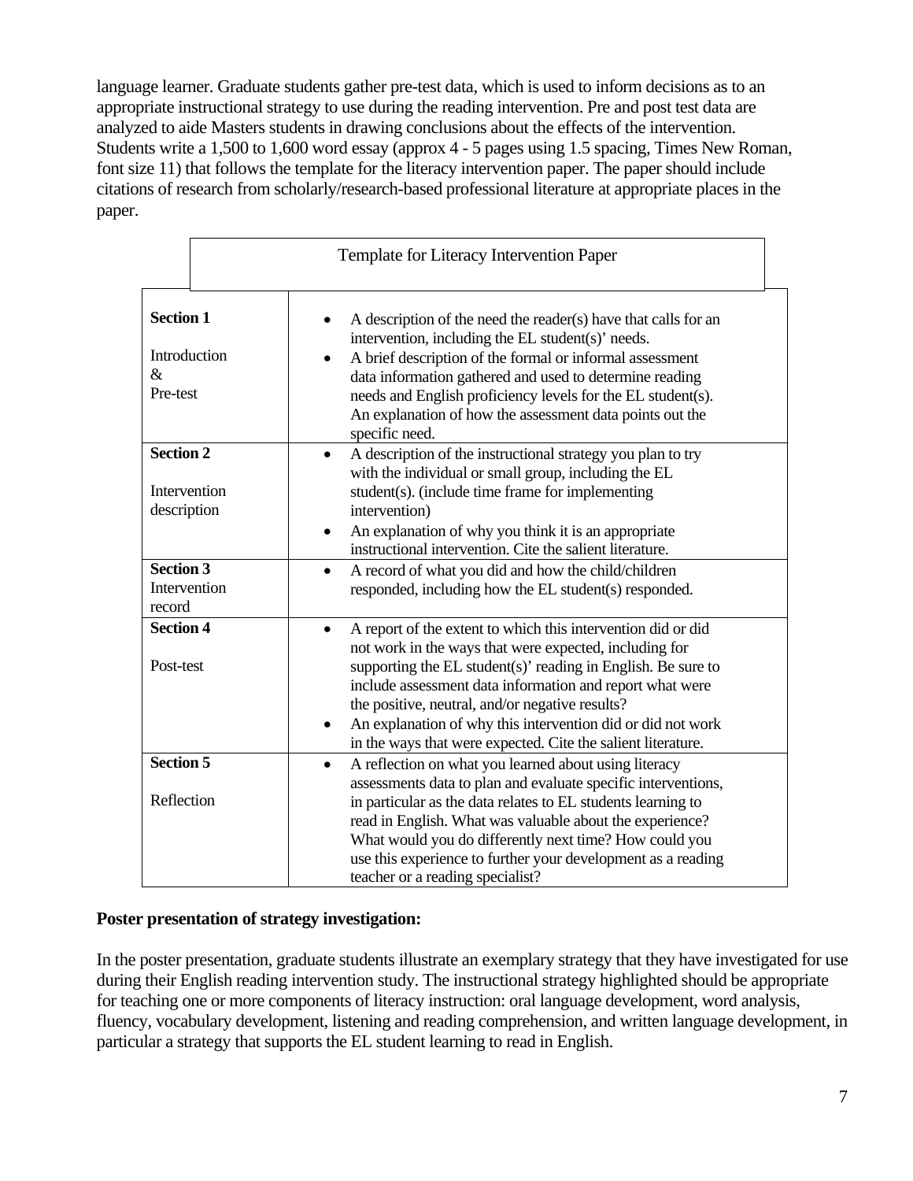language learner. Graduate students gather pre-test data, which is used to inform decisions as to an appropriate instructional strategy to use during the reading intervention. Pre and post test data are analyzed to aide Masters students in drawing conclusions about the effects of the intervention. Students write a 1,500 to 1,600 word essay (approx 4 - 5 pages using 1.5 spacing, Times New Roman, font size 11) that follows the template for the literacy intervention paper. The paper should include citations of research from scholarly/research-based professional literature at appropriate places in the paper.

| Template for Literacy Intervention Paper | |
|---|---|
| **Section 1**<br><br>Introduction &<br>Pre-test | • A description of the need the reader(s) have that calls for an intervention, including the EL student(s)' needs.<br>• A brief description of the formal or informal assessment data information gathered and used to determine reading needs and English proficiency levels for the EL student(s). An explanation of how the assessment data points out the specific need. |
| **Section 2**<br><br>Intervention description | • A description of the instructional strategy you plan to try with the individual or small group, including the EL student(s). (include time frame for implementing intervention)<br>• An explanation of why you think it is an appropriate instructional intervention. Cite the salient literature. |
| **Section 3**<br>Intervention record | • A record of what you did and how the child/children responded, including how the EL student(s) responded. |
| **Section 4**<br><br>Post-test | • A report of the extent to which this intervention did or did not work in the ways that were expected, including for supporting the EL student(s)' reading in English. Be sure to include assessment data information and report what were the positive, neutral, and/or negative results?<br>• An explanation of why this intervention did or did not work in the ways that were expected. Cite the salient literature. |
| **Section 5**<br><br>Reflection | • A reflection on what you learned about using literacy assessments data to plan and evaluate specific interventions, in particular as the data relates to EL students learning to read in English. What was valuable about the experience? What would you do differently next time? How could you use this experience to further your development as a reading teacher or a reading specialist? |

**Poster presentation of strategy investigation:**

In the poster presentation, graduate students illustrate an exemplary strategy that they have investigated for use during their English reading intervention study. The instructional strategy highlighted should be appropriate for teaching one or more components of literacy instruction: oral language development, word analysis, fluency, vocabulary development, listening and reading comprehension, and written language development, in particular a strategy that supports the EL student learning to read in English.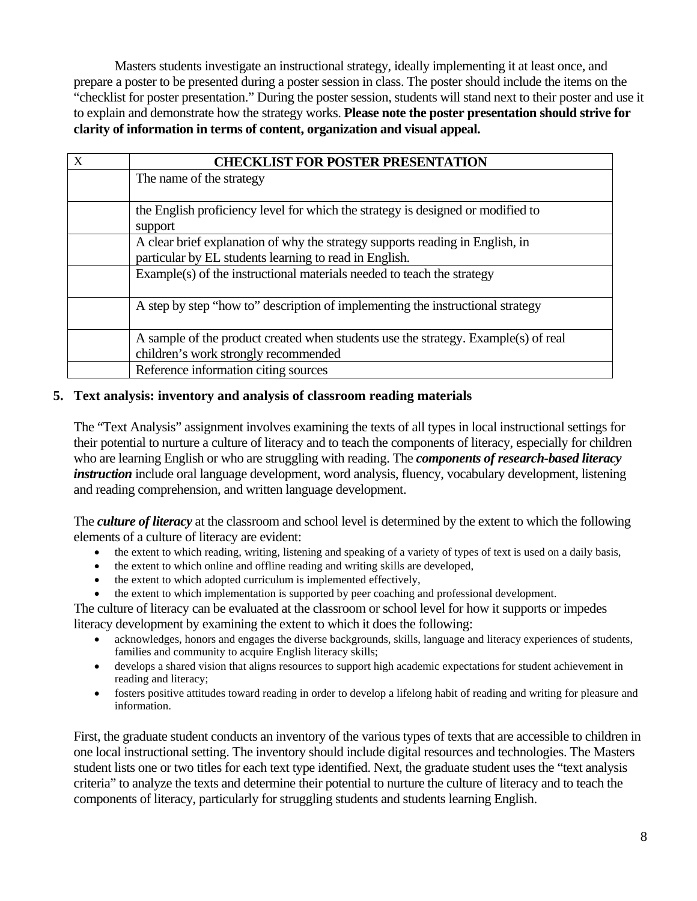Masters students investigate an instructional strategy, ideally implementing it at least once, and prepare a poster to be presented during a poster session in class. The poster should include the items on the "checklist for poster presentation." During the poster session, students will stand next to their poster and use it to explain and demonstrate how the strategy works. **Please note the poster presentation should strive for clarity of information in terms of content, organization and visual appeal.**

| X | CHECKLIST FOR POSTER PRESENTATION |
|---|---|
| | The name of the strategy |
| | the English proficiency level for which the strategy is designed or modified to support |
| | A clear brief explanation of why the strategy supports reading in English, in particular by EL students learning to read in English. |
| | Example(s) of the instructional materials needed to teach the strategy |
| | A step by step "how to" description of implementing the instructional strategy |
| | A sample of the product created when students use the strategy. Example(s) of real children's work strongly recommended |
| | Reference information citing sources |

**5. Text analysis: inventory and analysis of classroom reading materials**

The "Text Analysis" assignment involves examining the texts of all types in local instructional settings for their potential to nurture a culture of literacy and to teach the components of literacy, especially for children who are learning English or who are struggling with reading. The ***components of research-based literacy instruction*** include oral language development, word analysis, fluency, vocabulary development, listening and reading comprehension, and written language development.

The ***culture of literacy*** at the classroom and school level is determined by the extent to which the following elements of a culture of literacy are evident:

- the extent to which reading, writing, listening and speaking of a variety of types of text is used on a daily basis,
- the extent to which online and offline reading and writing skills are developed,
- the extent to which adopted curriculum is implemented effectively,
- the extent to which implementation is supported by peer coaching and professional development.

The culture of literacy can be evaluated at the classroom or school level for how it supports or impedes literacy development by examining the extent to which it does the following:

- acknowledges, honors and engages the diverse backgrounds, skills, language and literacy experiences of students, families and community to acquire English literacy skills;
- develops a shared vision that aligns resources to support high academic expectations for student achievement in reading and literacy;
- fosters positive attitudes toward reading in order to develop a lifelong habit of reading and writing for pleasure and information.

First, the graduate student conducts an inventory of the various types of texts that are accessible to children in one local instructional setting. The inventory should include digital resources and technologies. The Masters student lists one or two titles for each text type identified. Next, the graduate student uses the "text analysis criteria" to analyze the texts and determine their potential to nurture the culture of literacy and to teach the components of literacy, particularly for struggling students and students learning English.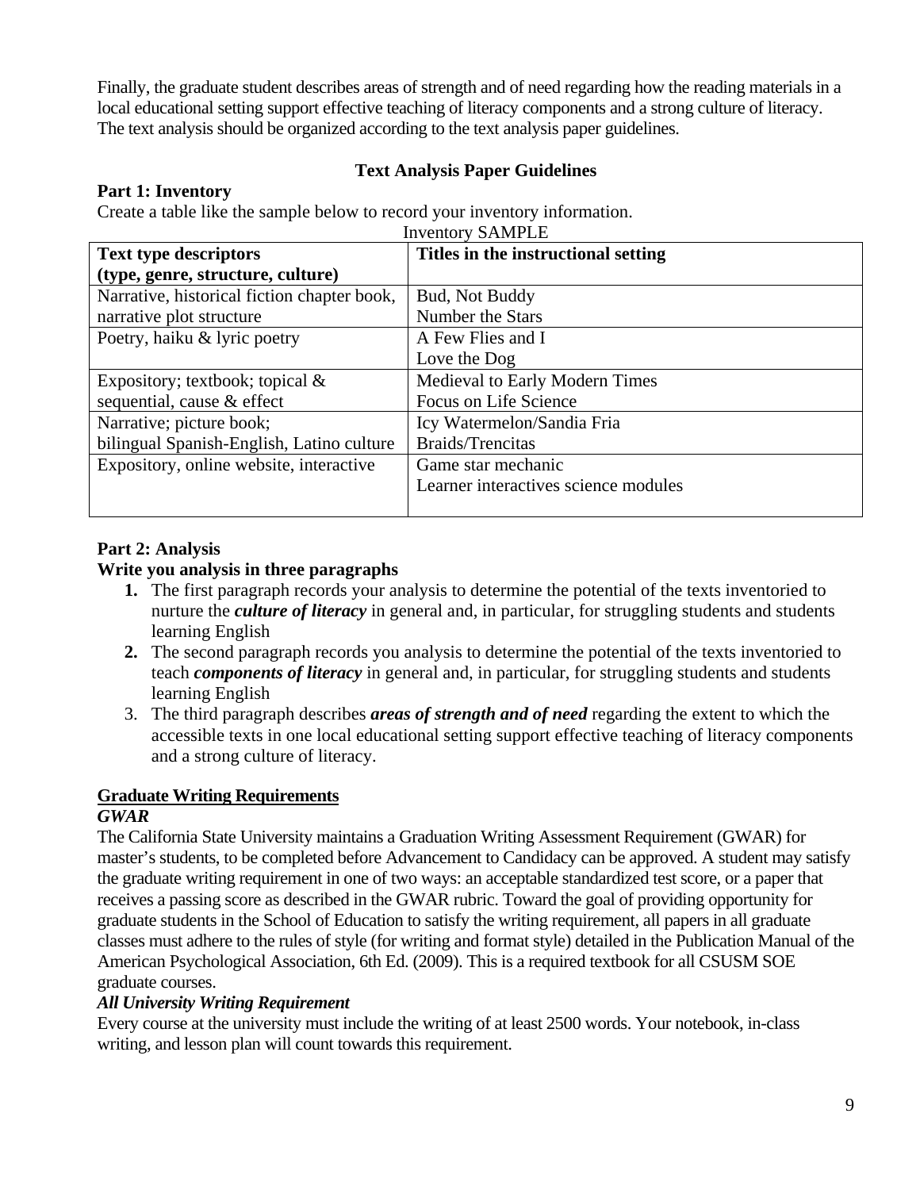Finally, the graduate student describes areas of strength and of need regarding how the reading materials in a local educational setting support effective teaching of literacy components and a strong culture of literacy. The text analysis should be organized according to the text analysis paper guidelines.

## Text Analysis Paper Guidelines

**Part 1: Inventory**

Create a table like the sample below to record your inventory information.

Inventory SAMPLE

| **Text type descriptors (type, genre, structure, culture)** | **Titles in the instructional setting** |
|---|---|
| Narrative, historical fiction chapter book, narrative plot structure | Bud, Not Buddy<br>Number the Stars |
| Poetry, haiku & lyric poetry | A Few Flies and I<br>Love the Dog |
| Expository; textbook; topical & sequential, cause & effect | Medieval to Early Modern Times<br>Focus on Life Science |
| Narrative; picture book; bilingual Spanish-English, Latino culture | Icy Watermelon/Sandia Fria<br>Braids/Trencitas |
| Expository, online website, interactive | Game star mechanic<br>Learner interactives science modules |

**Part 2: Analysis**

**Write you analysis in three paragraphs**

1. The first paragraph records your analysis to determine the potential of the texts inventoried to nurture the ***culture of literacy*** in general and, in particular, for struggling students and students learning English
2. The second paragraph records you analysis to determine the potential of the texts inventoried to teach ***components of literacy*** in general and, in particular, for struggling students and students learning English
3. The third paragraph describes ***areas of strength and of need*** regarding the extent to which the accessible texts in one local educational setting support effective teaching of literacy components and a strong culture of literacy.

## Graduate Writing Requirements

***GWAR***

The California State University maintains a Graduation Writing Assessment Requirement (GWAR) for master's students, to be completed before Advancement to Candidacy can be approved. A student may satisfy the graduate writing requirement in one of two ways: an acceptable standardized test score, or a paper that receives a passing score as described in the GWAR rubric. Toward the goal of providing opportunity for graduate students in the School of Education to satisfy the writing requirement, all papers in all graduate classes must adhere to the rules of style (for writing and format style) detailed in the Publication Manual of the American Psychological Association, 6th Ed. (2009). This is a required textbook for all CSUSM SOE graduate courses.

***All University Writing Requirement***

Every course at the university must include the writing of at least 2500 words. Your notebook, in-class writing, and lesson plan will count towards this requirement.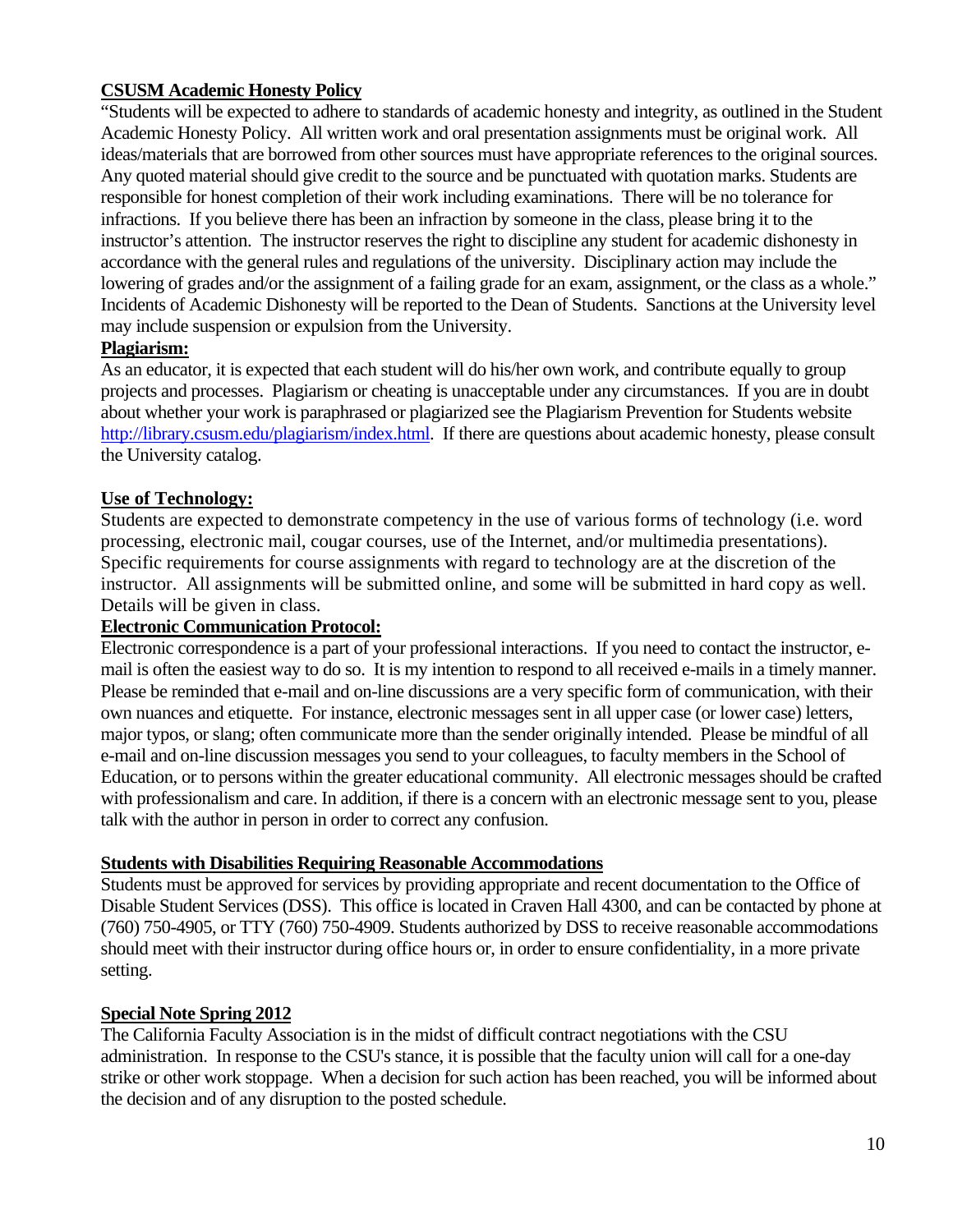**CSUSM Academic Honesty Policy**

"Students will be expected to adhere to standards of academic honesty and integrity, as outlined in the Student Academic Honesty Policy. All written work and oral presentation assignments must be original work. All ideas/materials that are borrowed from other sources must have appropriate references to the original sources. Any quoted material should give credit to the source and be punctuated with quotation marks. Students are responsible for honest completion of their work including examinations. There will be no tolerance for infractions. If you believe there has been an infraction by someone in the class, please bring it to the instructor's attention. The instructor reserves the right to discipline any student for academic dishonesty in accordance with the general rules and regulations of the university. Disciplinary action may include the lowering of grades and/or the assignment of a failing grade for an exam, assignment, or the class as a whole." Incidents of Academic Dishonesty will be reported to the Dean of Students. Sanctions at the University level may include suspension or expulsion from the University.

**Plagiarism:**

As an educator, it is expected that each student will do his/her own work, and contribute equally to group projects and processes. Plagiarism or cheating is unacceptable under any circumstances. If you are in doubt about whether your work is paraphrased or plagiarized see the Plagiarism Prevention for Students website http://library.csusm.edu/plagiarism/index.html. If there are questions about academic honesty, please consult the University catalog.

**Use of Technology:**

Students are expected to demonstrate competency in the use of various forms of technology (i.e. word processing, electronic mail, cougar courses, use of the Internet, and/or multimedia presentations). Specific requirements for course assignments with regard to technology are at the discretion of the instructor. All assignments will be submitted online, and some will be submitted in hard copy as well. Details will be given in class.

**Electronic Communication Protocol:**

Electronic correspondence is a part of your professional interactions. If you need to contact the instructor, e-mail is often the easiest way to do so. It is my intention to respond to all received e-mails in a timely manner. Please be reminded that e-mail and on-line discussions are a very specific form of communication, with their own nuances and etiquette. For instance, electronic messages sent in all upper case (or lower case) letters, major typos, or slang; often communicate more than the sender originally intended. Please be mindful of all e-mail and on-line discussion messages you send to your colleagues, to faculty members in the School of Education, or to persons within the greater educational community. All electronic messages should be crafted with professionalism and care. In addition, if there is a concern with an electronic message sent to you, please talk with the author in person in order to correct any confusion.

**Students with Disabilities Requiring Reasonable Accommodations**

Students must be approved for services by providing appropriate and recent documentation to the Office of Disable Student Services (DSS). This office is located in Craven Hall 4300, and can be contacted by phone at (760) 750-4905, or TTY (760) 750-4909. Students authorized by DSS to receive reasonable accommodations should meet with their instructor during office hours or, in order to ensure confidentiality, in a more private setting.

**Special Note Spring 2012**

The California Faculty Association is in the midst of difficult contract negotiations with the CSU administration. In response to the CSU's stance, it is possible that the faculty union will call for a one-day strike or other work stoppage. When a decision for such action has been reached, you will be informed about the decision and of any disruption to the posted schedule.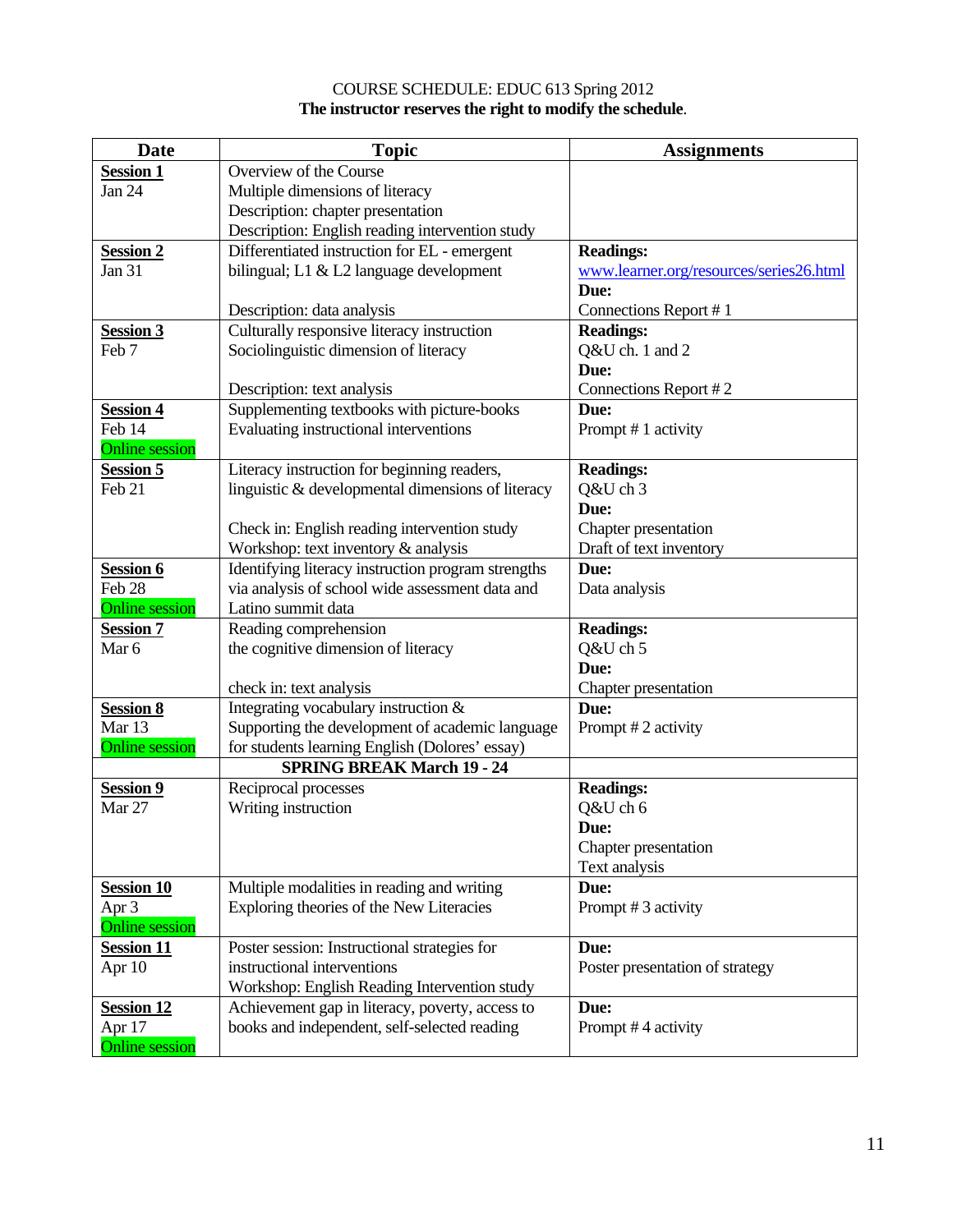COURSE SCHEDULE: EDUC 613 Spring 2012

**The instructor reserves the right to modify the schedule**.

| Date | Topic | Assignments |
|---|---|---|
| **Session 1**<br>Jan 24 | Overview of the Course<br>Multiple dimensions of literacy<br>Description: chapter presentation<br>Description: English reading intervention study | |
| **Session 2**<br>Jan 31 | Differentiated instruction for EL - emergent bilingual; L1 & L2 language development<br><br>Description: data analysis | **Readings:**<br>www.learner.org/resources/series26.html<br>**Due:**<br>Connections Report # 1 |
| **Session 3**<br>Feb 7 | Culturally responsive literacy instruction<br>Sociolinguistic dimension of literacy<br><br>Description: text analysis | **Readings:**<br>Q&U ch. 1 and 2<br>**Due:**<br>Connections Report # 2 |
| **Session 4**<br>Feb 14<br>Online session | Supplementing textbooks with picture-books<br>Evaluating instructional interventions | **Due:**<br>Prompt # 1 activity |
| **Session 5**<br>Feb 21 | Literacy instruction for beginning readers, linguistic & developmental dimensions of literacy<br><br>Check in: English reading intervention study<br>Workshop: text inventory & analysis | **Readings:**<br>Q&U ch 3<br>**Due:**<br>Chapter presentation<br>Draft of text inventory |
| **Session 6**<br>Feb 28<br>Online session | Identifying literacy instruction program strengths via analysis of school wide assessment data and Latino summit data | **Due:**<br>Data analysis |
| **Session 7**<br>Mar 6 | Reading comprehension<br>the cognitive dimension of literacy<br><br>check in: text analysis | **Readings:**<br>Q&U ch 5<br>**Due:**<br>Chapter presentation |
| **Session 8**<br>Mar 13<br>Online session | Integrating vocabulary instruction & Supporting the development of academic language for students learning English (Dolores' essay) | **Due:**<br>Prompt # 2 activity |
| | **SPRING BREAK March 19 - 24** | |
| **Session 9**<br>Mar 27 | Reciprocal processes<br>Writing instruction | **Readings:**<br>Q&U ch 6<br>**Due:**<br>Chapter presentation<br>Text analysis |
| **Session 10**<br>Apr 3<br>Online session | Multiple modalities in reading and writing<br>Exploring theories of the New Literacies | **Due:**<br>Prompt # 3 activity |
| **Session 11**<br>Apr 10 | Poster session: Instructional strategies for instructional interventions<br>Workshop: English Reading Intervention study | **Due:**<br>Poster presentation of strategy |
| **Session 12**<br>Apr 17<br>Online session | Achievement gap in literacy, poverty, access to books and independent, self-selected reading | **Due:**<br>Prompt # 4 activity |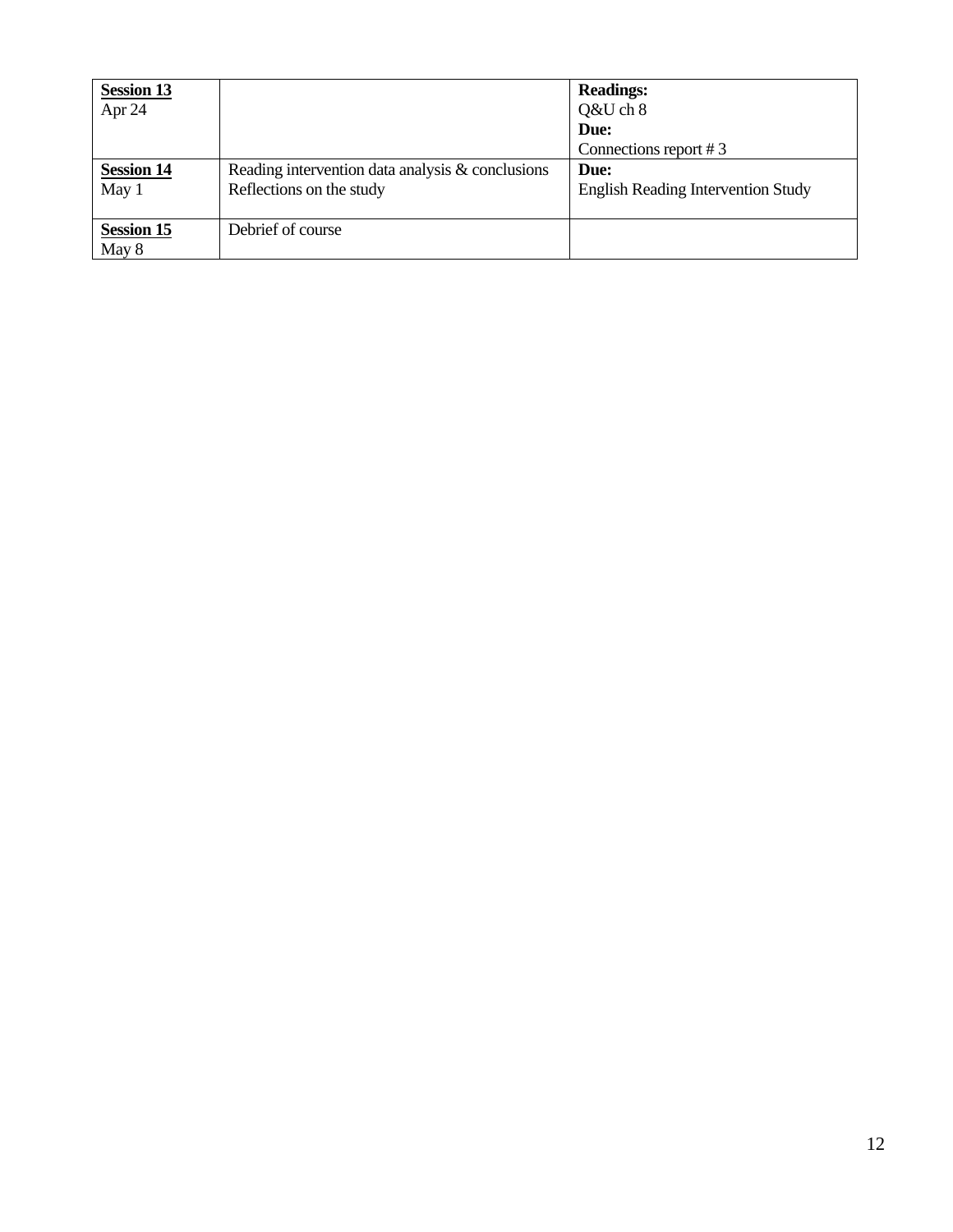| | | |
|---|---|---|
| **Session 13**<br>Apr 24 | | **Readings:**<br>Q&U ch 8<br>**Due:**<br>Connections report # 3 |
| **Session 14**<br>May 1 | Reading intervention data analysis & conclusions<br>Reflections on the study | **Due:**<br>English Reading Intervention Study |
| **Session 15**<br>May 8 | Debrief of course | |